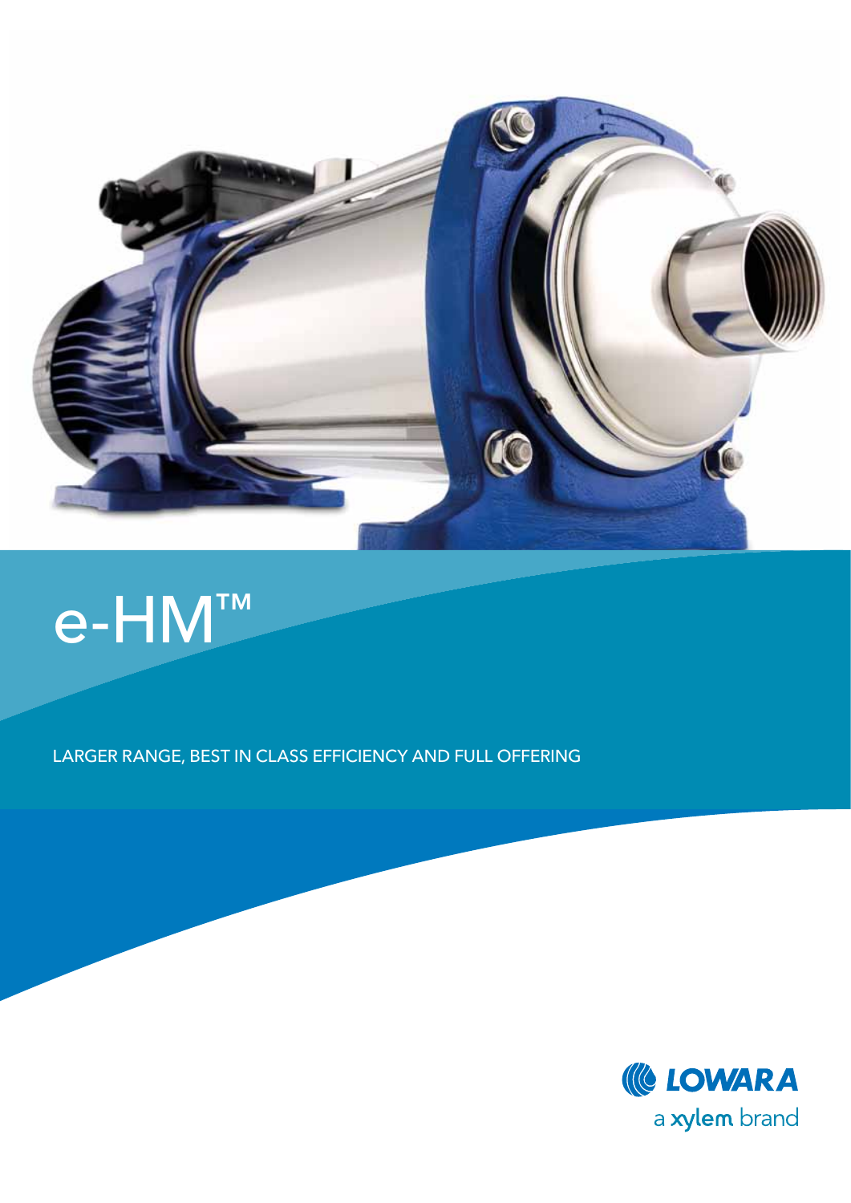# e-HM™

LARGER RANGE, BEST IN CLASS EFFICIENCY AND FULL OFFERING

LOWARA

a xylem brand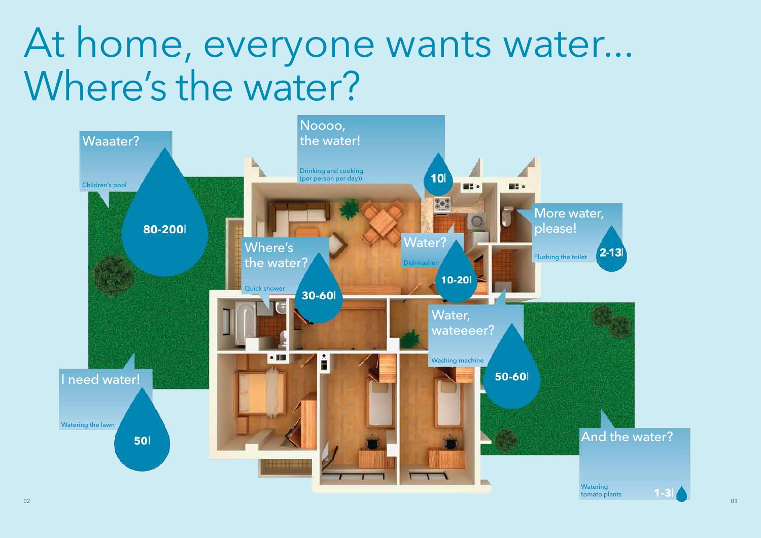# At home, everyone wants water... Where's the water?

**Waaater?**
Children's pool
80-200l

**Noooo, the water!**
Drinking and cooking (per person per day))
10l

**More water, please!**
Flushing the toilet
2-13l

**Where's the water?**
Quick shower
30-60l

**Water?**
Dishwasher
10-20l

**Water, wateeeer?**
Washing machine
50-60l

**I need water!**
Watering the lawn
50l

**And the water?**
Watering tomato plants
1-3l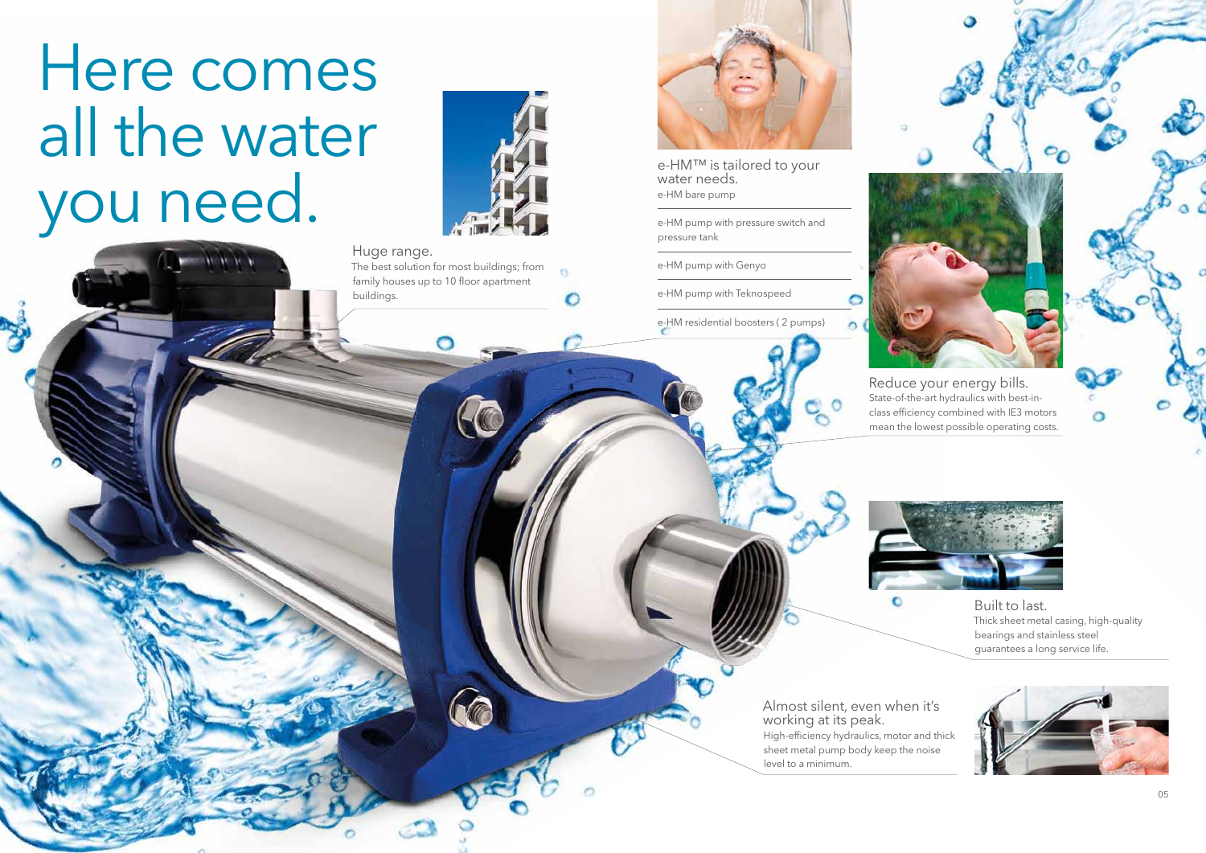# Here comes all the water you need.

**Huge range.**
The best solution for most buildings; from family houses up to 10 floor apartment buildings.

**e-HM™ is tailored to your water needs.**

- e-HM bare pump
- e-HM pump with pressure switch and pressure tank
- e-HM pump with Genyo
- e-HM pump with Teknospeed
- e-HM residential boosters ( 2 pumps)

**Reduce your energy bills.**
State-of-the-art hydraulics with best-in-class efficiency combined with IE3 motors mean the lowest possible operating costs.

**Built to last.**
Thick sheet metal casing, high-quality bearings and stainless steel guarantees a long service life.

**Almost silent, even when it's working at its peak.**
High-efficiency hydraulics, motor and thick sheet metal pump body keep the noise level to a minimum.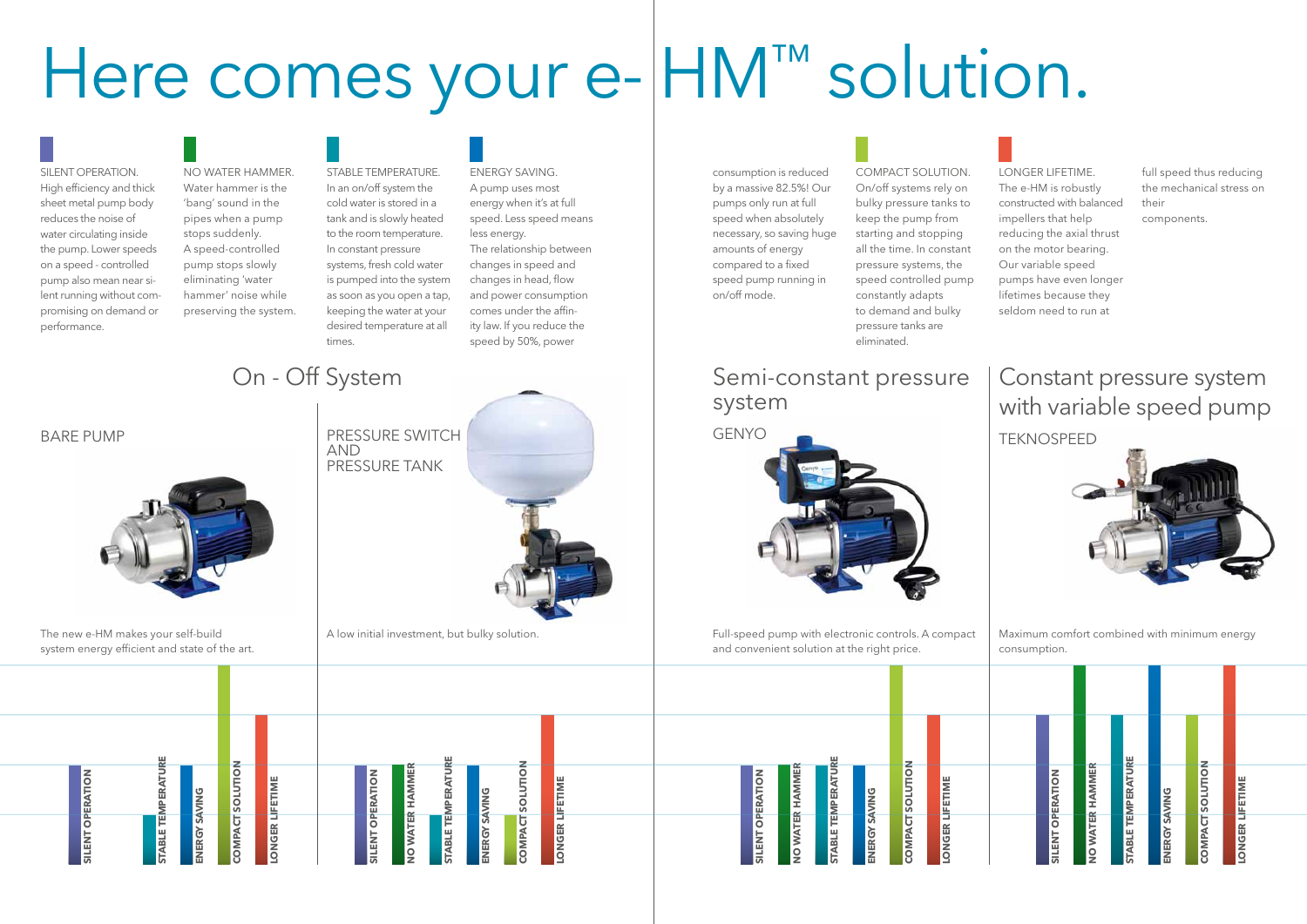# Here comes your e-HM™ solution.

SILENT OPERATION.
High efficiency and thick sheet metal pump body reduces the noise of water circulating inside the pump. Lower speeds on a speed - controlled pump also mean near silent running without compromising on demand or performance.

NO WATER HAMMER.
Water hammer is the 'bang' sound in the pipes when a pump stops suddenly. A speed-controlled pump stops slowly eliminating 'water hammer' noise while preserving the system.

STABLE TEMPERATURE.
In an on/off system the cold water is stored in a tank and is slowly heated to the room temperature. In constant pressure systems, fresh cold water is pumped into the system as soon as you open a tap, keeping the water at your desired temperature at all times.

ENERGY SAVING.
A pump uses most energy when it's at full speed. Less speed means less energy. The relationship between changes in speed and changes in head, flow and power consumption comes under the affinity law. If you reduce the speed by 50%, power consumption is reduced by a massive 82.5%! Our pumps only run at full speed when absolutely necessary, so saving huge amounts of energy compared to a fixed speed pump running in on/off mode.

COMPACT SOLUTION.
On/off systems rely on bulky pressure tanks to keep the pump from starting and stopping all the time. In constant pressure systems, the speed controlled pump constantly adapts to demand and bulky pressure tanks are eliminated.

LONGER LIFETIME.
The e-HM is robustly constructed with balanced impellers that help reducing the axial thrust on the motor bearing. Our variable speed pumps have even longer lifetimes because they seldom need to run at full speed thus reducing the mechanical stress on their components.

## On - Off System

BARE PUMP

The new e-HM makes your self-build system energy efficient and state of the art.

- SILENT OPERATION
- STABLE TEMPERATURE
- ENERGY SAVING
- COMPACT SOLUTION
- LONGER LIFETIME

PRESSURE SWITCH AND PRESSURE TANK

A low initial investment, but bulky solution.

- SILENT OPERATION
- NO WATER HAMMER
- STABLE TEMPERATURE
- ENERGY SAVING
- COMPACT SOLUTION
- LONGER LIFETIME

## Semi-constant pressure system

GENYO

Full-speed pump with electronic controls. A compact and convenient solution at the right price.

- SILENT OPERATION
- NO WATER HAMMER
- STABLE TEMPERATURE
- ENERGY SAVING
- COMPACT SOLUTION
- LONGER LIFETIME

## Constant pressure system with variable speed pump

TEKNOSPEED

Maximum comfort combined with minimum energy consumption.

- SILENT OPERATION
- NO WATER HAMMER
- STABLE TEMPERATURE
- ENERGY SAVING
- COMPACT SOLUTION
- LONGER LIFETIME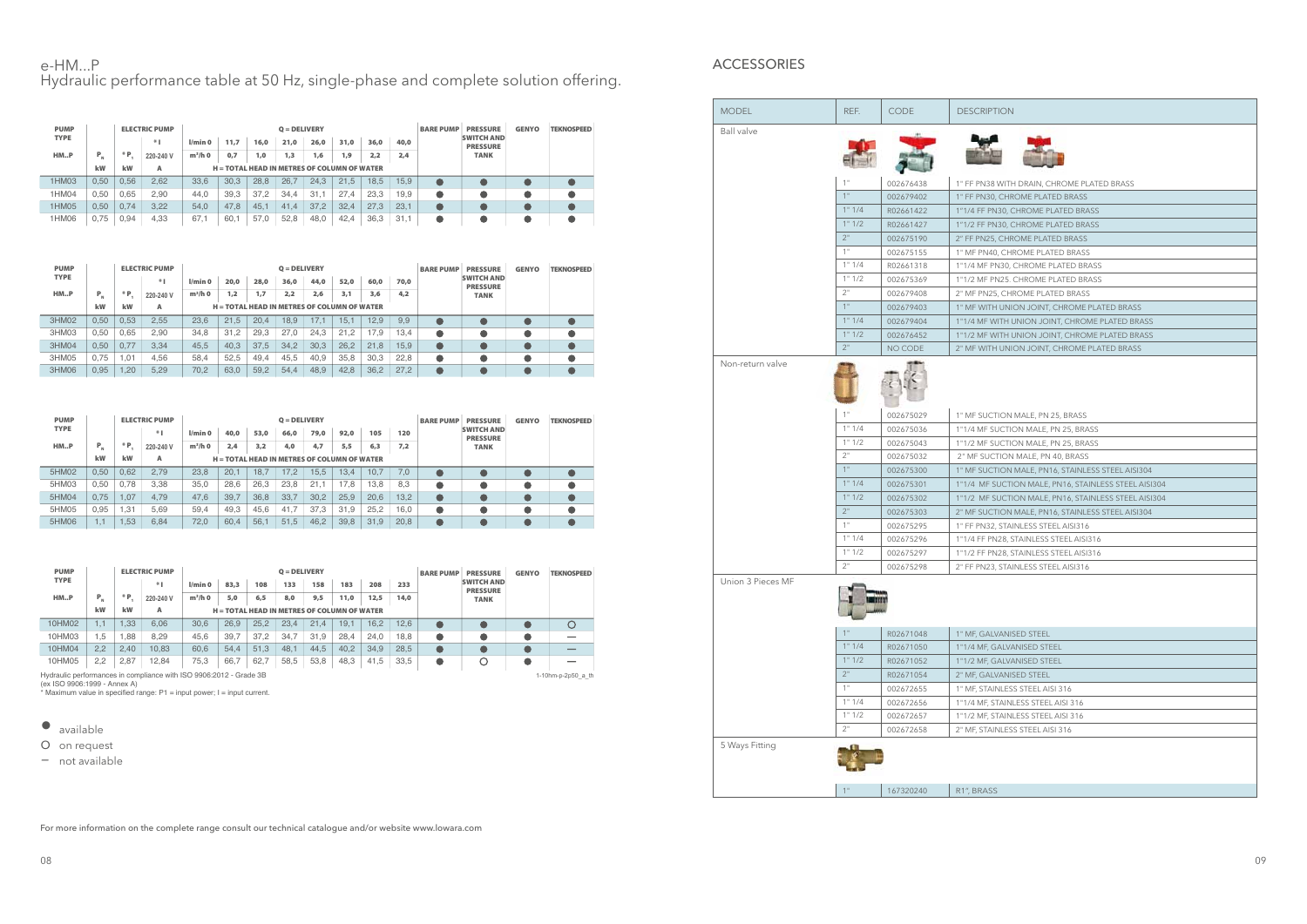# e-HM...P
## Hydraulic performance table at 50 Hz, single-phase and complete solution offering.

| PUMP TYPE | ELECTRIC PUMP | | | Q = DELIVERY | | | | | | | | BARE PUMP | PRESSURE SWITCH AND PRESSURE TANK | GENYO | TEKNOSPEED |
|---|---|---|---|---|---|---|---|---|---|---|---|---|---|---|---|
| | | | * I | l/min 0 | 11,7 | 16,0 | 21,0 | 26,0 | 31,0 | 36,0 | 40,0 | | | | |
| HM..P | $P_N$ | * $P_1$ | 220-240 V | $m^3/h$ 0 | 0,7 | 1,0 | 1,3 | 1,6 | 1,9 | 2,2 | 2,4 | | | | |
| | kW | kW | A | H = TOTAL HEAD IN METRES OF COLUMN OF WATER | | | | | | | | | | | |
| 1HM03 | 0,50 | 0,56 | 2,62 | 33,6 | 30,3 | 28,8 | 26,7 | 24,3 | 21,5 | 18,5 | 15,9 | ● | ● | ● | ● |
| 1HM04 | 0,50 | 0,65 | 2,90 | 44,0 | 39,3 | 37,2 | 34,4 | 31,1 | 27,4 | 23,3 | 19,9 | ● | ● | ● | ● |
| 1HM05 | 0,50 | 0,74 | 3,22 | 54,0 | 47,8 | 45,1 | 41,4 | 37,2 | 32,4 | 27,3 | 23,1 | ● | ● | ● | ● |
| 1HM06 | 0,75 | 0,94 | 4,33 | 67,1 | 60,1 | 57,0 | 52,8 | 48,0 | 42,4 | 36,3 | 31,1 | ● | ● | ● | ● |

| PUMP TYPE | ELECTRIC PUMP | | | Q = DELIVERY | | | | | | | | BARE PUMP | PRESSURE SWITCH AND PRESSURE TANK | GENYO | TEKNOSPEED |
|---|---|---|---|---|---|---|---|---|---|---|---|---|---|---|---|
| | | | * I | l/min 0 | 20,0 | 28,0 | 36,0 | 44,0 | 52,0 | 60,0 | 70,0 | | | | |
| HM..P | $P_N$ | * $P_1$ | 220-240 V | $m^3/h$ 0 | 1,2 | 1,7 | 2,2 | 2,6 | 3,1 | 3,6 | 4,2 | | | | |
| | kW | kW | A | H = TOTAL HEAD IN METRES OF COLUMN OF WATER | | | | | | | | | | | |
| 3HM02 | 0,50 | 0,53 | 2,55 | 23,6 | 21,5 | 20,4 | 18,9 | 17,1 | 15,1 | 12,9 | 9,9 | ● | ● | ● | ● |
| 3HM03 | 0,50 | 0,65 | 2,90 | 34,8 | 31,2 | 29,3 | 27,0 | 24,3 | 21,2 | 17,9 | 13,4 | ● | ● | ● | ● |
| 3HM04 | 0,50 | 0,77 | 3,34 | 45,5 | 40,3 | 37,5 | 34,2 | 30,3 | 26,2 | 21,8 | 15,9 | ● | ● | ● | ● |
| 3HM05 | 0,75 | 1,01 | 4,56 | 58,4 | 52,5 | 49,4 | 45,5 | 40,9 | 35,8 | 30,3 | 22,8 | ● | ● | ● | ● |
| 3HM06 | 0,95 | 1,20 | 5,29 | 70,2 | 63,0 | 59,2 | 54,4 | 48,9 | 42,8 | 36,2 | 27,2 | ● | ● | ● | ● |

| PUMP TYPE | ELECTRIC PUMP | | | Q = DELIVERY | | | | | | | | BARE PUMP | PRESSURE SWITCH AND PRESSURE TANK | GENYO | TEKNOSPEED |
|---|---|---|---|---|---|---|---|---|---|---|---|---|---|---|---|
| | | | * I | l/min 0 | 40,0 | 53,0 | 66,0 | 79,0 | 92,0 | 105 | 120 | | | | |
| HM..P | $P_N$ | * $P_1$ | 220-240 V | $m^3/h$ 0 | 2,4 | 3,2 | 4,0 | 4,7 | 5,5 | 6,3 | 7,2 | | | | |
| | kW | kW | A | H = TOTAL HEAD IN METRES OF COLUMN OF WATER | | | | | | | | | | | |
| 5HM02 | 0,50 | 0,62 | 2,79 | 23,8 | 20,1 | 18,7 | 17,2 | 15,5 | 13,4 | 10,7 | 7,0 | ● | ● | ● | ● |
| 5HM03 | 0,50 | 0,78 | 3,38 | 35,0 | 28,6 | 26,3 | 23,8 | 21,1 | 17,8 | 13,8 | 8,3 | ● | ● | ● | ● |
| 5HM04 | 0,75 | 1,07 | 4,79 | 47,6 | 39,7 | 36,8 | 33,7 | 30,2 | 25,9 | 20,6 | 13,2 | ● | ● | ● | ● |
| 5HM05 | 0,95 | 1,31 | 5,69 | 59,4 | 49,3 | 45,6 | 41,7 | 37,3 | 31,9 | 25,2 | 16,0 | ● | ● | ● | ● |
| 5HM06 | 1,1 | 1,53 | 6,84 | 72,0 | 60,4 | 56,1 | 51,5 | 46,2 | 39,8 | 31,9 | 20,8 | ● | ● | ● | ● |

| PUMP TYPE | ELECTRIC PUMP | | | Q = DELIVERY | | | | | | | | BARE PUMP | PRESSURE SWITCH AND PRESSURE TANK | GENYO | TEKNOSPEED |
|---|---|---|---|---|---|---|---|---|---|---|---|---|---|---|---|
| | | | * I | l/min 0 | 83,3 | 108 | 133 | 158 | 183 | 208 | 233 | | | | |
| HM..P | $P_N$ | * $P_1$ | 220-240 V | $m^3/h$ 0 | 5,0 | 6,5 | 8,0 | 9,5 | 11,0 | 12,5 | 14,0 | | | | |
| | kW | kW | A | H = TOTAL HEAD IN METRES OF COLUMN OF WATER | | | | | | | | | | | |
| 10HM02 | 1,1 | 1,33 | 6,06 | 30,6 | 26,9 | 25,2 | 23,4 | 21,4 | 19,1 | 16,2 | 12,6 | ● | ● | ● | O |
| 10HM03 | 1,5 | 1,88 | 8,29 | 45,6 | 39,7 | 37,2 | 34,7 | 31,9 | 28,4 | 24,0 | 18,8 | ● | ● | ● | — |
| 10HM04 | 2,2 | 2,40 | 10,83 | 60,6 | 54,4 | 51,3 | 48,1 | 44,5 | 40,2 | 34,9 | 28,5 | ● | ● | ● | — |
| 10HM05 | 2,2 | 2,87 | 12,84 | 75,3 | 66,7 | 62,7 | 58,5 | 53,8 | 48,3 | 41,5 | 33,5 | ● | O | ● | — |

Hydraulic performances in compliance with ISO 9906:2012 - Grade 3B
(ex ISO 9906:1999 - Annex A)
* Maximum value in specified range: P1 = input power; I = input current.

1-10hm-p-2p50_a_th

● available
O on request
– not available

# ACCESSORIES

| MODEL | REF. | CODE | DESCRIPTION |
|---|---|---|---|
| Ball valve | 1" | 002676438 | 1" FF PN38 WITH DRAIN, CHROME PLATED BRASS |
| | 1" | 002679402 | 1" FF PN30, CHROME PLATED BRASS |
| | 1" 1/4 | R02661422 | 1"1/4 FF PN30, CHROME PLATED BRASS |
| | 1" 1/2 | R02661427 | 1"1/2 FF PN30, CHROME PLATED BRASS |
| | 2" | 002675190 | 2" FF PN25, CHROME PLATED BRASS |
| | 1" | 002675155 | 1" MF PN40, CHROME PLATED BRASS |
| | 1" 1/4 | R02661318 | 1"1/4 MF PN30, CHROME PLATED BRASS |
| | 1" 1/2 | 002675369 | 1"1/2 MF PN25. CHROME PLATED BRASS |
| | 2" | 002679408 | 2" MF PN25, CHROME PLATED BRASS |
| | 1" | 002679403 | 1" MF WITH UNION JOINT, CHROME PLATED BRASS |
| | 1" 1/4 | 002679404 | 1"1/4 MF WITH UNION JOINT, CHROME PLATED BRASS |
| | 1" 1/2 | 002676452 | 1"1/2 MF WITH UNION JOINT, CHROME PLATED BRASS |
| | 2" | NO CODE | 2" MF WITH UNION JOINT, CHROME PLATED BRASS |
| Non-return valve | 1" | 002675029 | 1" MF SUCTION MALE, PN 25, BRASS |
| | 1" 1/4 | 002675036 | 1"1/4 MF SUCTION MALE, PN 25, BRASS |
| | 1" 1/2 | 002675043 | 1"1/2 MF SUCTION MALE, PN 25, BRASS |
| | 2" | 002675032 | 2" MF SUCTION MALE, PN 40, BRASS |
| | 1" | 002675300 | 1" MF SUCTION MALE, PN16, STAINLESS STEEL AISI304 |
| | 1" 1/4 | 002675301 | 1"1/4 MF SUCTION MALE, PN16, STAINLESS STEEL AISI304 |
| | 1" 1/2 | 002675302 | 1"1/2 MF SUCTION MALE, PN16, STAINLESS STEEL AISI304 |
| | 2" | 002675303 | 2" MF SUCTION MALE, PN16, STAINLESS STEEL AISI304 |
| | 1" | 002675295 | 1" FF PN32, STAINLESS STEEL AISI316 |
| | 1" 1/4 | 002675296 | 1"1/4 FF PN28, STAINLESS STEEL AISI316 |
| | 1" 1/2 | 002675297 | 1"1/2 FF PN28, STAINLESS STEEL AISI316 |
| | 2" | 002675298 | 2" FF PN23, STAINLESS STEEL AISI316 |
| Union 3 Pieces MF | 1" | R02671048 | 1" MF, GALVANISED STEEL |
| | 1" 1/4 | R02671050 | 1"1/4 MF, GALVANISED STEEL |
| | 1" 1/2 | R02671052 | 1"1/2 MF, GALVANISED STEEL |
| | 2" | R02671054 | 2" MF, GALVANISED STEEL |
| | 1" | 002672655 | 1" MF, STAINLESS STEEL AISI 316 |
| | 1" 1/4 | 002672656 | 1"1/4 MF, STAINLESS STEEL AISI 316 |
| | 1" 1/2 | 002672657 | 1"1/2 MF, STAINLESS STEEL AISI 316 |
| | 2" | 002672658 | 2" MF, STAINLESS STEEL AISI 316 |
| 5 Ways Fitting | 1" | 167320240 | R1", BRASS |

For more information on the complete range consult our technical catalogue and/or website www.lowara.com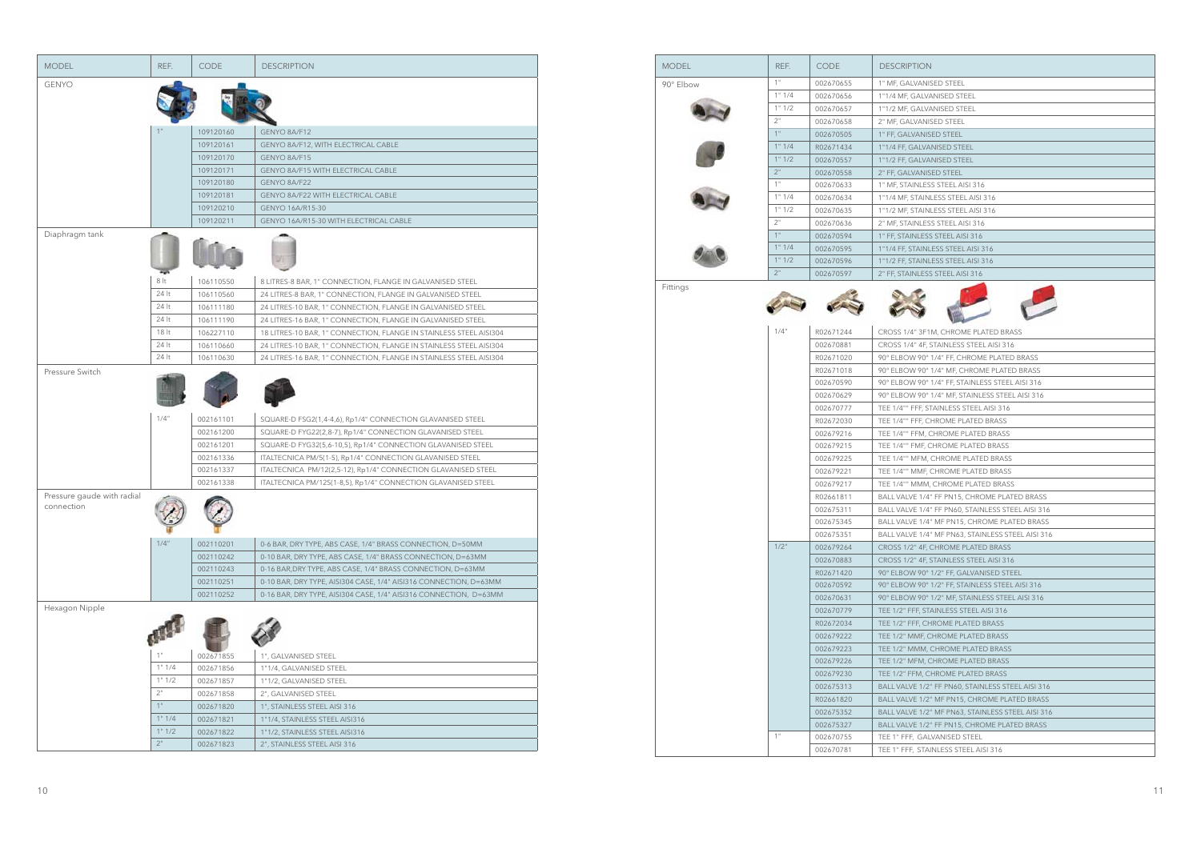| MODEL | REF. | CODE | DESCRIPTION |
|---|---|---|---|
| GENYO | | | |
| | 1" | 109120160 | GENYO 8A/F12 |
| | | 109120161 | GENYO 8A/F12, WITH ELECTRICAL CABLE |
| | | 109120170 | GENYO 8A/F15 |
| | | 109120171 | GENYO 8A/F15 WITH ELECTRICAL CABLE |
| | | 109120180 | GENYO 8A/F22 |
| | | 109120181 | GENYO 8A/F22 WITH ELECTRICAL CABLE |
| | | 109120210 | GENYO 16A/R15-30 |
| | | 109120211 | GENYO 16A/R15-30 WITH ELECTRICAL CABLE |
| Diaphragm tank | | | |
| | 8 lt | 106110550 | 8 LITRES-8 BAR, 1" CONNECTION, FLANGE IN GALVANISED STEEL |
| | 24 lt | 106110560 | 24 LITRES-8 BAR, 1" CONNECTION, FLANGE IN GALVANISED STEEL |
| | 24 lt | 106111180 | 24 LITRES-10 BAR, 1" CONNECTION, FLANGE IN GALVANISED STEEL |
| | 24 lt | 106111190 | 24 LITRES-16 BAR, 1" CONNECTION, FLANGE IN GALVANISED STEEL |
| | 18 lt | 106227110 | 18 LITRES-10 BAR, 1" CONNECTION, FLANGE IN STAINLESS STEEL AISI304 |
| | 24 lt | 106110660 | 24 LITRES-10 BAR, 1" CONNECTION, FLANGE IN STAINLESS STEEL AISI304 |
| | 24 lt | 106110630 | 24 LITRES-16 BAR, 1" CONNECTION, FLANGE IN STAINLESS STEEL AISI304 |
| Pressure Switch | | | |
| | 1/4" | 002161101 | SQUARE-D FSG2(1,4-4,6), Rp1/4" CONNECTION GLAVANISED STEEL |
| | | 002161200 | SQUARE-D FYG22(2,8-7), Rp1/4" CONNECTION GLAVANISED STEEL |
| | | 002161201 | SQUARE-D FYG32(5,6-10,5), Rp1/4" CONNECTION GLAVANISED STEEL |
| | | 002161336 | ITALTECNICA PM/5(1-5), Rp1/4" CONNECTION GLAVANISED STEEL |
| | | 002161337 | ITALTECNICA PM/12(2,5-12), Rp1/4" CONNECTION GLAVANISED STEEL |
| | | 002161338 | ITALTECNICA PM/12S(1-8,5), Rp1/4" CONNECTION GLAVANISED STEEL |
| Pressure gaude with radial connection | | | |
| | 1/4" | 002110201 | 0-6 BAR, DRY TYPE, ABS CASE, 1/4" BRASS CONNECTION, D=50MM |
| | | 002110242 | 0-10 BAR, DRY TYPE, ABS CASE, 1/4" BRASS CONNECTION, D=63MM |
| | | 002110243 | 0-16 BAR,DRY TYPE, ABS CASE, 1/4" BRASS CONNECTION, D=63MM |
| | | 002110251 | 0-10 BAR, DRY TYPE, AISI304 CASE, 1/4" AISI316 CONNECTION, D=63MM |
| | | 002110252 | 0-16 BAR, DRY TYPE, AISI304 CASE, 1/4" AISI316 CONNECTION, D=63MM |
| Hexagon Nipple | | | |
| | 1" | 002671855 | 1", GALVANISED STEEL |
| | 1" 1/4 | 002671856 | 1"1/4, GALVANISED STEEL |
| | 1" 1/2 | 002671857 | 1"1/2, GALVANISED STEEL |
| | 2" | 002671858 | 2", GALVANISED STEEL |
| | 1" | 002671820 | 1", STAINLESS STEEL AISI 316 |
| | 1" 1/4 | 002671821 | 1"1/4, STAINLESS STEEL AISI316 |
| | 1" 1/2 | 002671822 | 1"1/2, STAINLESS STEEL AISI316 |
| | 2" | 002671823 | 2", STAINLESS STEEL AISI 316 |

| MODEL | REF. | CODE | DESCRIPTION |
|---|---|---|---|
| 90° Elbow | 1" | 002670655 | 1" MF, GALVANISED STEEL |
| | 1" 1/4 | 002670656 | 1"1/4 MF, GALVANISED STEEL |
| | 1" 1/2 | 002670657 | 1"1/2 MF, GALVANISED STEEL |
| | 2" | 002670658 | 2" MF, GALVANISED STEEL |
| | 1" | 002670505 | 1" FF, GALVANISED STEEL |
| | 1" 1/4 | R02671434 | 1"1/4 FF, GALVANISED STEEL |
| | 1" 1/2 | 002670557 | 1"1/2 FF, GALVANISED STEEL |
| | 2" | 002670558 | 2" FF, GALVANISED STEEL |
| | 1" | 002670633 | 1" MF, STAINLESS STEEL AISI 316 |
| | 1" 1/4 | 002670634 | 1"1/4 MF, STAINLESS STEEL AISI 316 |
| | 1" 1/2 | 002670635 | 1"1/2 MF, STAINLESS STEEL AISI 316 |
| | 2" | 002670636 | 2" MF, STAINLESS STEEL AISI 316 |
| | 1" | 002670594 | 1" FF, STAINLESS STEEL AISI 316 |
| | 1" 1/4 | 002670595 | 1"1/4 FF, STAINLESS STEEL AISI 316 |
| | 1" 1/2 | 002670596 | 1"1/2 FF, STAINLESS STEEL AISI 316 |
| | 2" | 002670597 | 2" FF, STAINLESS STEEL AISI 316 |
| Fittings | | | |
| | 1/4" | R02671244 | CROSS 1/4" 3F1M, CHROME PLATED BRASS |
| | | 002670881 | CROSS 1/4" 4F, STAINLESS STEEL AISI 316 |
| | | R02671020 | 90° ELBOW 90° 1/4" FF, CHROME PLATED BRASS |
| | | R02671018 | 90° ELBOW 90° 1/4" MF, CHROME PLATED BRASS |
| | | 002670590 | 90° ELBOW 90° 1/4" FF, STAINLESS STEEL AISI 316 |
| | | 002670629 | 90° ELBOW 90° 1/4" MF, STAINLESS STEEL AISI 316 |
| | | 002670777 | TEE 1/4"" FFF, STAINLESS STEEL AISI 316 |
| | | R02672030 | TEE 1/4"" FFF, CHROME PLATED BRASS |
| | | 002679216 | TEE 1/4"" FFM, CHROME PLATED BRASS |
| | | 002679215 | TEE 1/4"" FMF, CHROME PLATED BRASS |
| | | 002679225 | TEE 1/4"" MFM, CHROME PLATED BRASS |
| | | 002679221 | TEE 1/4"" MMF, CHROME PLATED BRASS |
| | | 002679217 | TEE 1/4"" MMM, CHROME PLATED BRASS |
| | | R02661811 | BALL VALVE 1/4" FF PN15, CHROME PLATED BRASS |
| | | 002675311 | BALL VALVE 1/4" FF PN60, STAINLESS STEEL AISI 316 |
| | | 002675345 | BALL VALVE 1/4" MF PN15, CHROME PLATED BRASS |
| | | 002675351 | BALL VALVE 1/4" MF PN63, STAINLESS STEEL AISI 316 |
| | 1/2" | 002679264 | CROSS 1/2" 4F, CHROME PLATED BRASS |
| | | 002670883 | CROSS 1/2" 4F, STAINLESS STEEL AISI 316 |
| | | R02671420 | 90° ELBOW 90° 1/2" FF, GALVANISED STEEL |
| | | 002670592 | 90° ELBOW 90° 1/2" FF, STAINLESS STEEL AISI 316 |
| | | 002670631 | 90° ELBOW 90° 1/2" MF, STAINLESS STEEL AISI 316 |
| | | 002670779 | TEE 1/2" FFF, STAINLESS STEEL AISI 316 |
| | | R02672034 | TEE 1/2" FFF, CHROME PLATED BRASS |
| | | 002679222 | TEE 1/2" MMF, CHROME PLATED BRASS |
| | | 002679223 | TEE 1/2" MMM, CHROME PLATED BRASS |
| | | 002679226 | TEE 1/2" MFM, CHROME PLATED BRASS |
| | | 002679230 | TEE 1/2" FFM, CHROME PLATED BRASS |
| | | 002675313 | BALL VALVE 1/2" FF PN60, STAINLESS STEEL AISI 316 |
| | | R02661820 | BALL VALVE 1/2" MF PN15, CHROME PLATED BRASS |
| | | 002675352 | BALL VALVE 1/2" MF PN63, STAINLESS STEEL AISI 316 |
| | | 002675327 | BALL VALVE 1/2" FF PN15, CHROME PLATED BRASS |
| | 1" | 002670755 | TEE 1" FFF, GALVANISED STEEL |
| | | 002670781 | TEE 1" FFF, STAINLESS STEEL AISI 316 |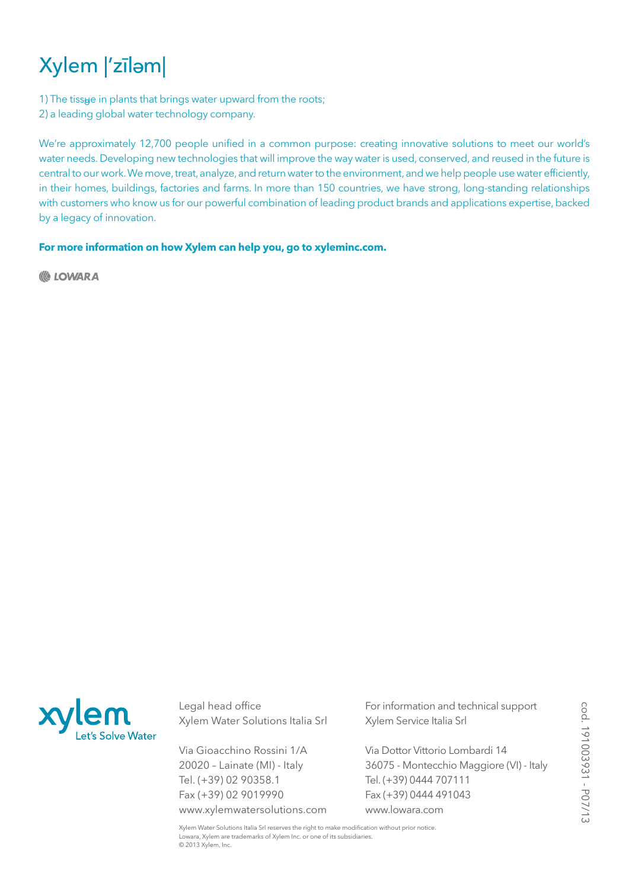# Xylem |'zīləm|

1) The tissue in plants that brings water upward from the roots;
2) a leading global water technology company.

We're approximately 12,700 people unified in a common purpose: creating innovative solutions to meet our world's water needs. Developing new technologies that will improve the way water is used, conserved, and reused in the future is central to our work. We move, treat, analyze, and return water to the environment, and we help people use water efficiently, in their homes, buildings, factories and farms. In more than 150 countries, we have strong, long-standing relationships with customers who know us for our powerful combination of leading product brands and applications expertise, backed by a legacy of innovation.

**For more information on how Xylem can help you, go to xyleminc.com.**

LOWARA

xylem
Let's Solve Water

Legal head office
Xylem Water Solutions Italia Srl

Via Gioacchino Rossini 1/A
20020 – Lainate (MI) - Italy
Tel. (+39) 02 90358.1
Fax (+39) 02 9019990
www.xylemwatersolutions.com

For information and technical support
Xylem Service Italia Srl

Via Dottor Vittorio Lombardi 14
36075 - Montecchio Maggiore (VI) - Italy
Tel. (+39) 0444 707111
Fax (+39) 0444 491043
www.lowara.com

cod. 191003931 - P07/13

Xylem Water Solutions Italia Srl reserves the right to make modification without prior notice.
Lowara, Xylem are trademarks of Xylem Inc. or one of its subsidiaries.
© 2013 Xylem, Inc.